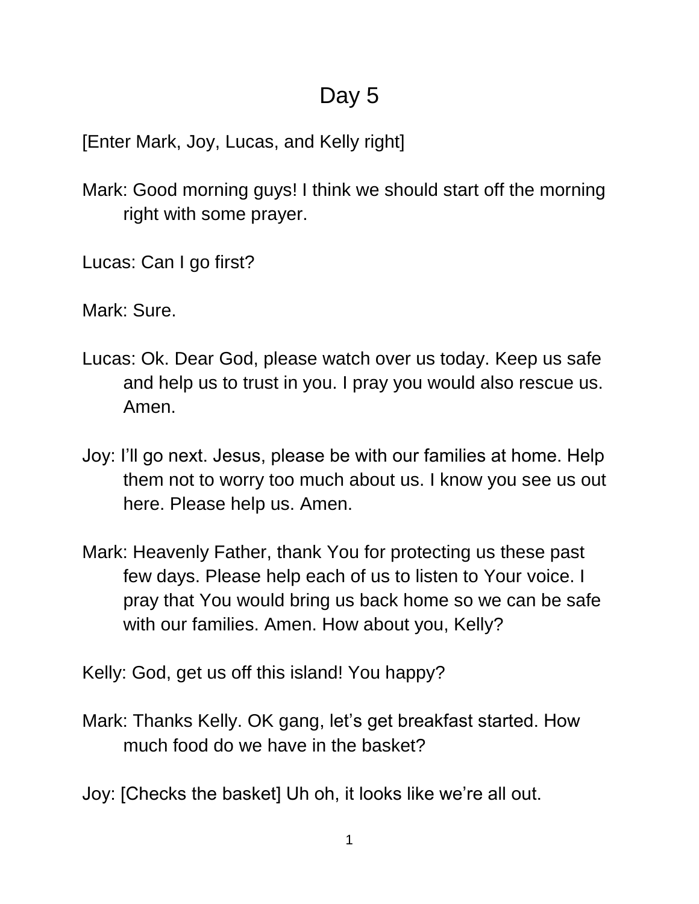# Day 5

[Enter Mark, Joy, Lucas, and Kelly right]

Mark: Good morning guys! I think we should start off the morning right with some prayer.

Lucas: Can I go first?

Mark: Sure.

Lucas: Ok. Dear God, please watch over us today. Keep us safe and help us to trust in you. I pray you would also rescue us. Amen.

Joy: I'll go next. Jesus, please be with our families at home. Help them not to worry too much about us. I know you see us out here. Please help us. Amen.

Mark: Heavenly Father, thank You for protecting us these past few days. Please help each of us to listen to Your voice. I pray that You would bring us back home so we can be safe with our families. Amen. How about you, Kelly?

Kelly: God, get us off this island! You happy?

Mark: Thanks Kelly. OK gang, let's get breakfast started. How much food do we have in the basket?

Joy: [Checks the basket] Uh oh, it looks like we're all out.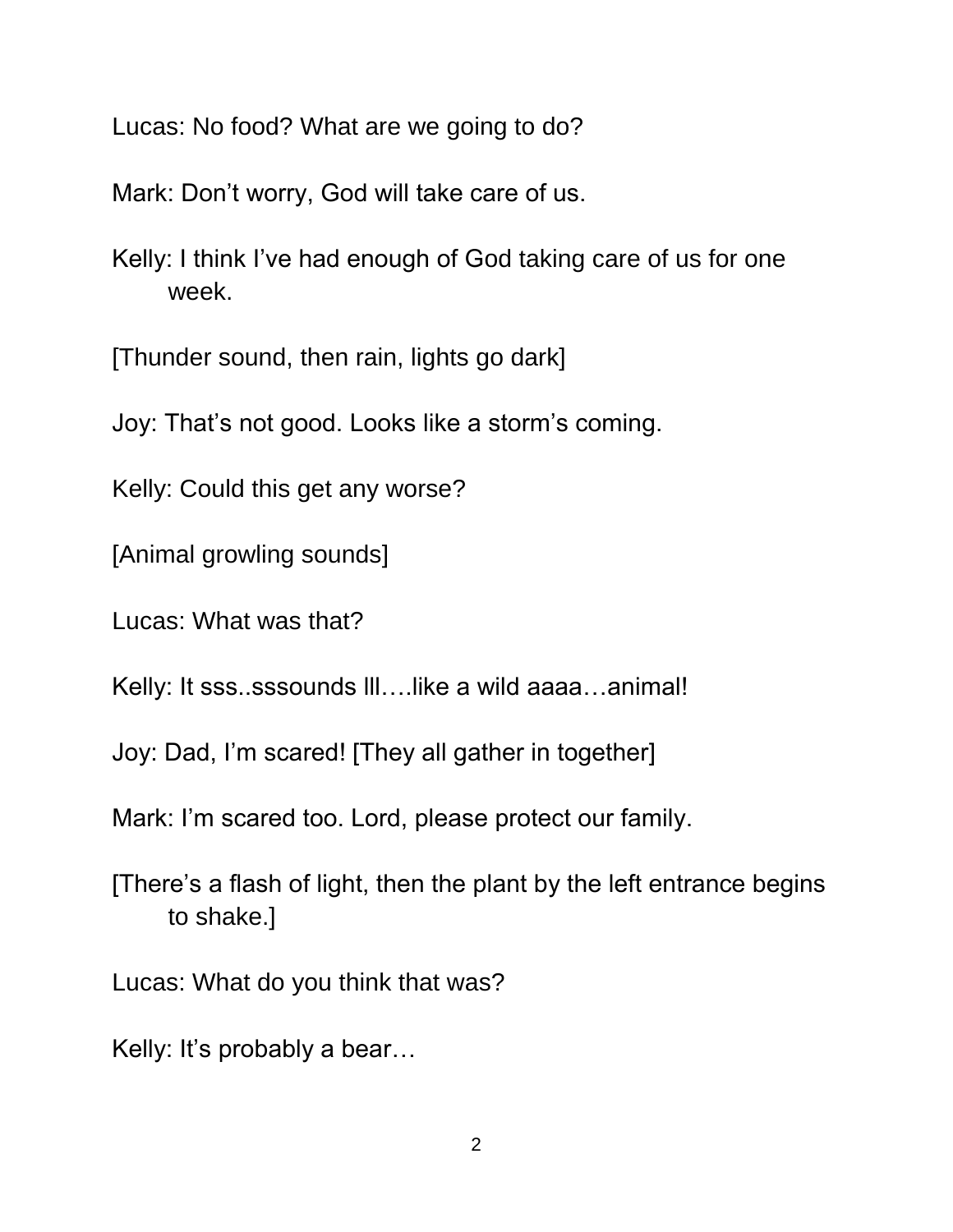Lucas: No food? What are we going to do?

Mark: Don't worry, God will take care of us.

Kelly: I think I've had enough of God taking care of us for one week.

[Thunder sound, then rain, lights go dark]

Joy: That's not good. Looks like a storm's coming.

Kelly: Could this get any worse?

[Animal growling sounds]

Lucas: What was that?

Kelly: It sss..sssounds lll….like a wild aaaa…animal!

Joy: Dad, I'm scared! [They all gather in together]

Mark: I'm scared too. Lord, please protect our family.

[There's a flash of light, then the plant by the left entrance begins to shake.]

Lucas: What do you think that was?

Kelly: It's probably a bear…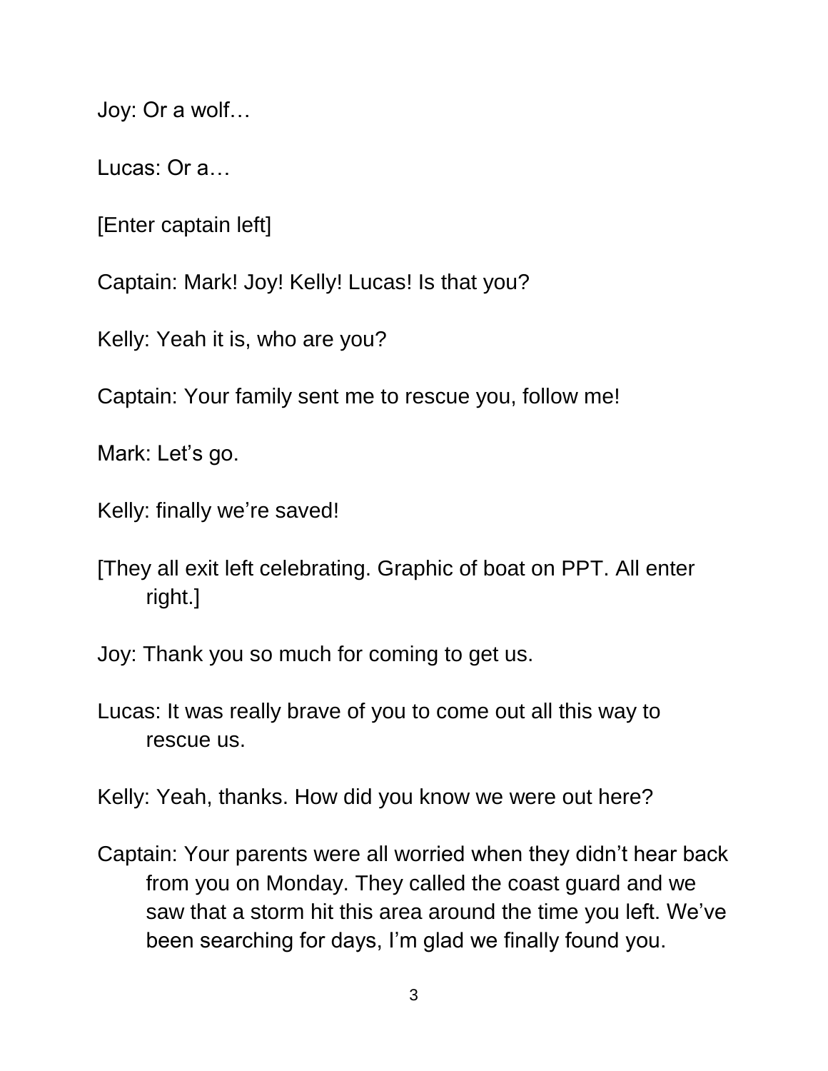Joy: Or a wolf…

Lucas: Or a…

[Enter captain left]

Captain: Mark! Joy! Kelly! Lucas! Is that you?

Kelly: Yeah it is, who are you?

Captain: Your family sent me to rescue you, follow me!

Mark: Let's go.

Kelly: finally we're saved!

[They all exit left celebrating. Graphic of boat on PPT. All enter right.]

Joy: Thank you so much for coming to get us.

Lucas: It was really brave of you to come out all this way to rescue us.

Kelly: Yeah, thanks. How did you know we were out here?

Captain: Your parents were all worried when they didn't hear back from you on Monday. They called the coast guard and we saw that a storm hit this area around the time you left. We've been searching for days, I'm glad we finally found you.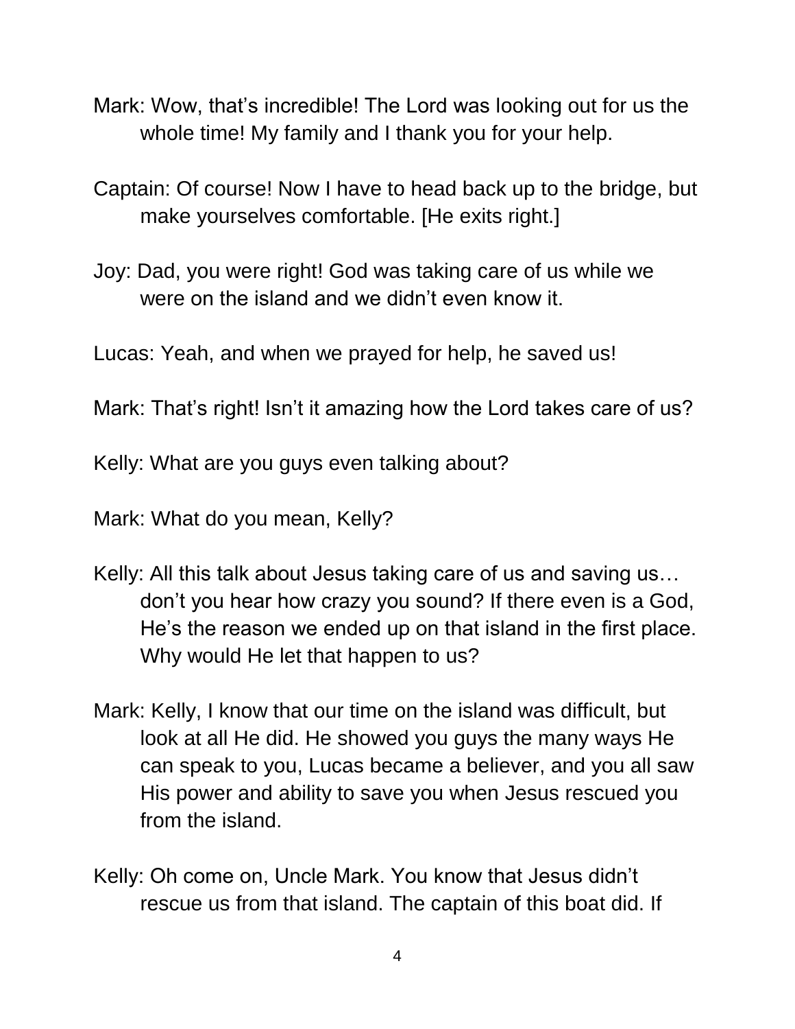Mark: Wow, that's incredible! The Lord was looking out for us the whole time! My family and I thank you for your help.

Captain: Of course! Now I have to head back up to the bridge, but make yourselves comfortable. [He exits right.]

Joy: Dad, you were right! God was taking care of us while we were on the island and we didn't even know it.

Lucas: Yeah, and when we prayed for help, he saved us!

Mark: That's right! Isn't it amazing how the Lord takes care of us?

Kelly: What are you guys even talking about?

Mark: What do you mean, Kelly?

Kelly: All this talk about Jesus taking care of us and saving us… don't you hear how crazy you sound? If there even is a God, He's the reason we ended up on that island in the first place. Why would He let that happen to us?

Mark: Kelly, I know that our time on the island was difficult, but look at all He did. He showed you guys the many ways He can speak to you, Lucas became a believer, and you all saw His power and ability to save you when Jesus rescued you from the island.

Kelly: Oh come on, Uncle Mark. You know that Jesus didn't rescue us from that island. The captain of this boat did. If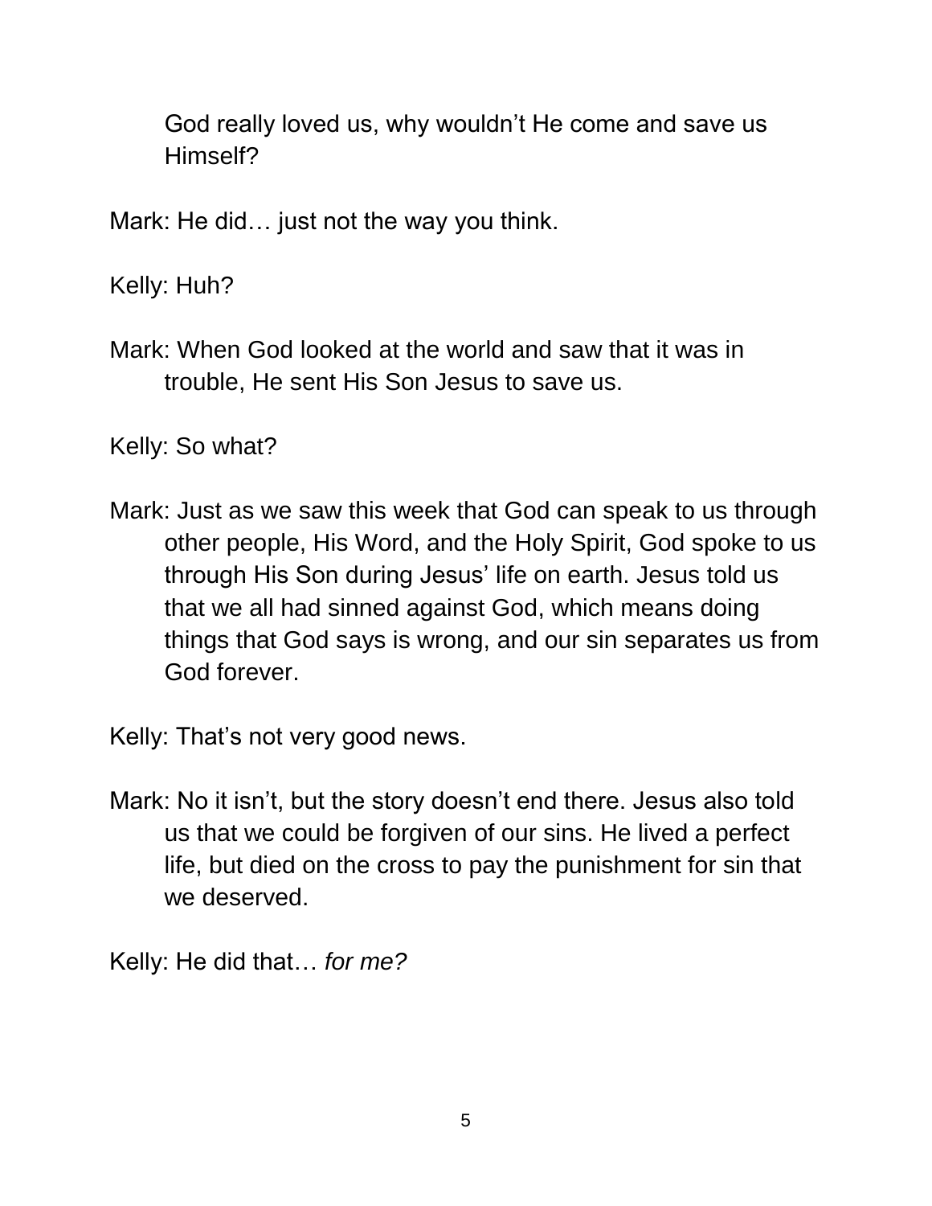God really loved us, why wouldn't He come and save us Himself?

Mark: He did… just not the way you think.

Kelly: Huh?

Mark: When God looked at the world and saw that it was in trouble, He sent His Son Jesus to save us.

Kelly: So what?

Mark: Just as we saw this week that God can speak to us through other people, His Word, and the Holy Spirit, God spoke to us through His Son during Jesus' life on earth. Jesus told us that we all had sinned against God, which means doing things that God says is wrong, and our sin separates us from God forever.

Kelly: That's not very good news.

Mark: No it isn't, but the story doesn't end there. Jesus also told us that we could be forgiven of our sins. He lived a perfect life, but died on the cross to pay the punishment for sin that we deserved.

Kelly: He did that… *for me?*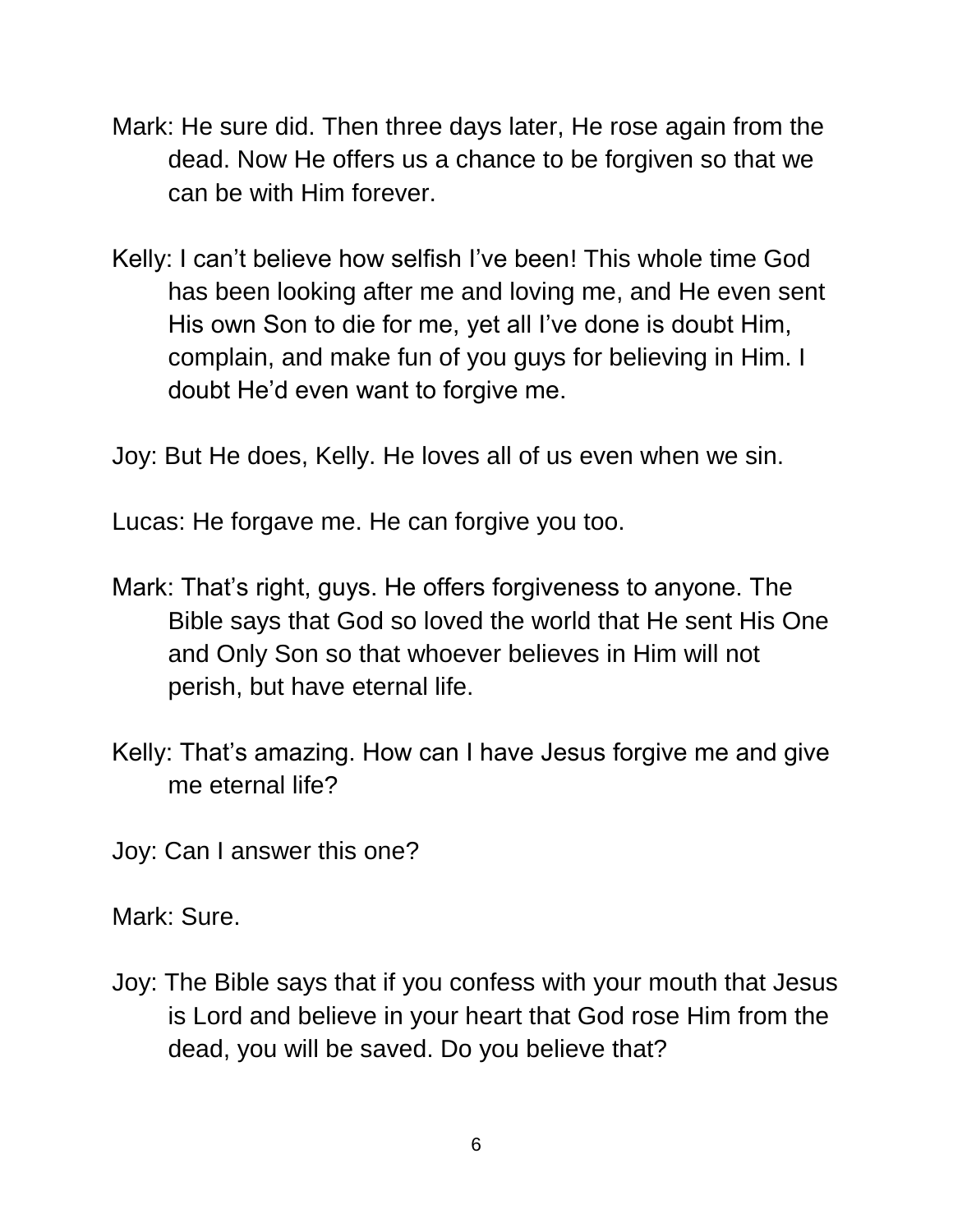Mark: He sure did. Then three days later, He rose again from the dead. Now He offers us a chance to be forgiven so that we can be with Him forever.

Kelly: I can't believe how selfish I've been! This whole time God has been looking after me and loving me, and He even sent His own Son to die for me, yet all I've done is doubt Him, complain, and make fun of you guys for believing in Him. I doubt He'd even want to forgive me.

Joy: But He does, Kelly. He loves all of us even when we sin.

Lucas: He forgave me. He can forgive you too.

Mark: That's right, guys. He offers forgiveness to anyone. The Bible says that God so loved the world that He sent His One and Only Son so that whoever believes in Him will not perish, but have eternal life.

Kelly: That's amazing. How can I have Jesus forgive me and give me eternal life?

Joy: Can I answer this one?

Mark: Sure.

Joy: The Bible says that if you confess with your mouth that Jesus is Lord and believe in your heart that God rose Him from the dead, you will be saved. Do you believe that?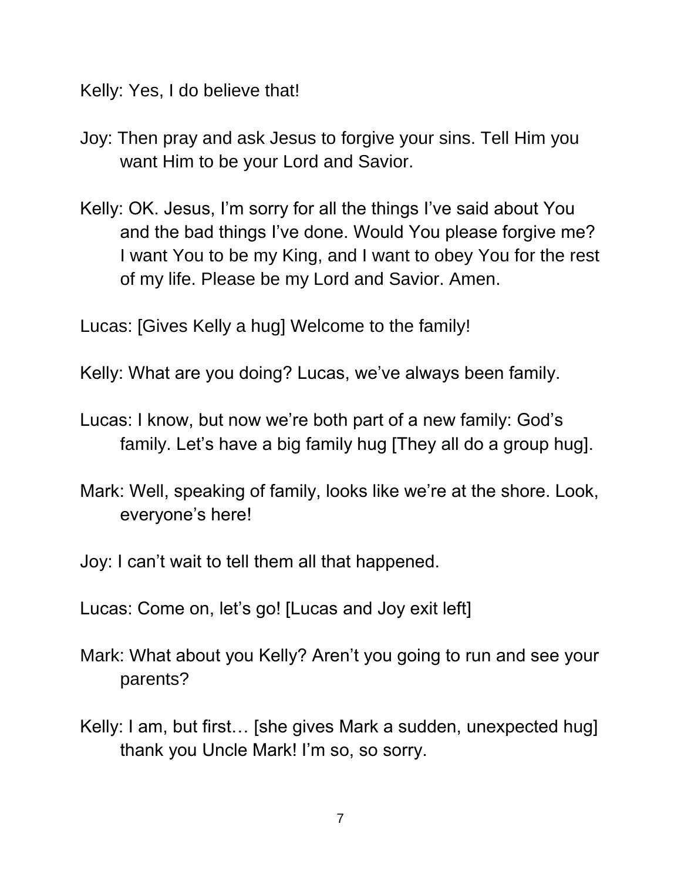Kelly: Yes, I do believe that!

Joy: Then pray and ask Jesus to forgive your sins. Tell Him you want Him to be your Lord and Savior.

Kelly: OK. Jesus, I'm sorry for all the things I've said about You and the bad things I've done. Would You please forgive me? I want You to be my King, and I want to obey You for the rest of my life. Please be my Lord and Savior. Amen.

Lucas: [Gives Kelly a hug] Welcome to the family!

Kelly: What are you doing? Lucas, we've always been family.

Lucas: I know, but now we're both part of a new family: God's family. Let's have a big family hug [They all do a group hug].

Mark: Well, speaking of family, looks like we're at the shore. Look, everyone's here!

Joy: I can't wait to tell them all that happened.

Lucas: Come on, let's go! [Lucas and Joy exit left]

Mark: What about you Kelly? Aren't you going to run and see your parents?

Kelly: I am, but first… [she gives Mark a sudden, unexpected hug] thank you Uncle Mark! I'm so, so sorry.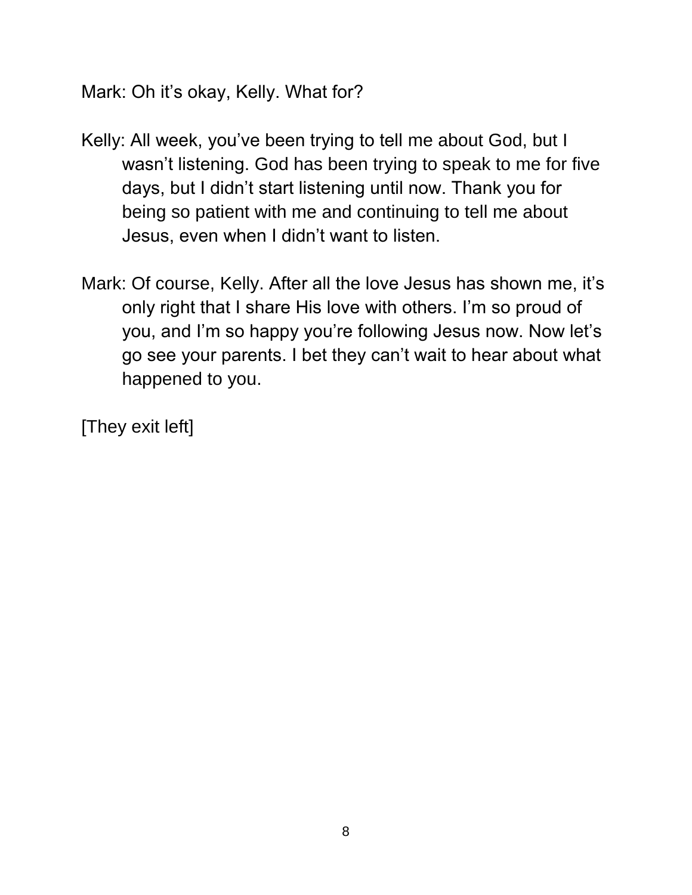Mark: Oh it's okay, Kelly. What for?

Kelly: All week, you've been trying to tell me about God, but I wasn't listening. God has been trying to speak to me for five days, but I didn't start listening until now. Thank you for being so patient with me and continuing to tell me about Jesus, even when I didn't want to listen.

Mark: Of course, Kelly. After all the love Jesus has shown me, it's only right that I share His love with others. I'm so proud of you, and I'm so happy you're following Jesus now. Now let's go see your parents. I bet they can't wait to hear about what happened to you.

[They exit left]